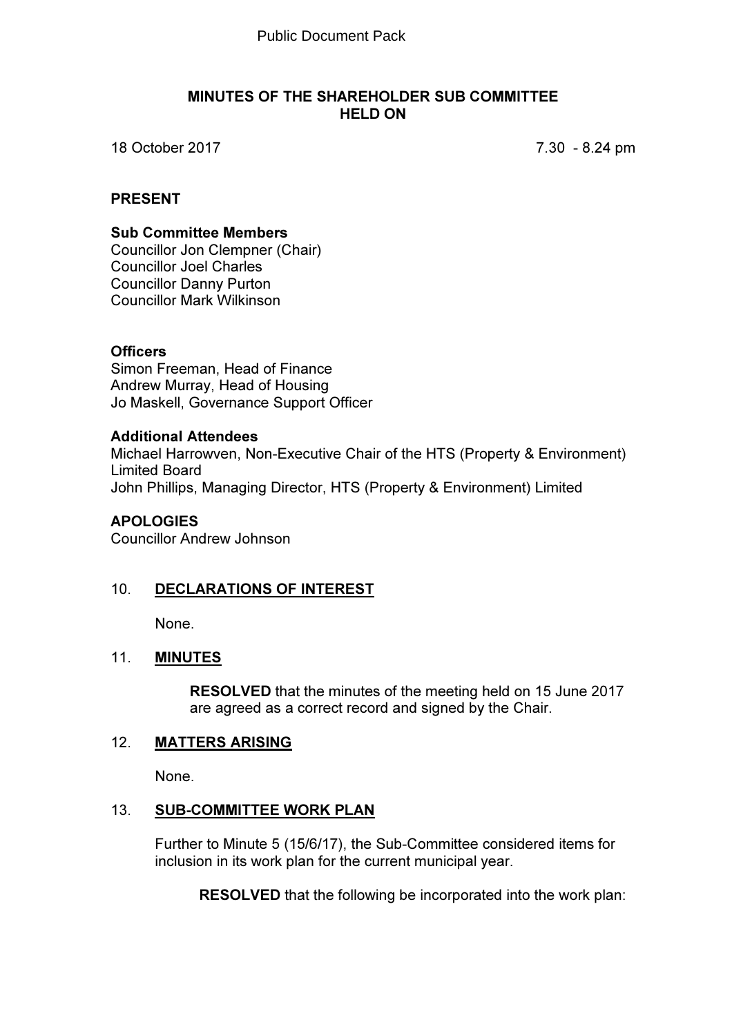Public Document Pack

# MINUTES OF THE SHAREHOLDER SUB COMMITTEE HELD ON

18 October 2017 7.30 - 8.24 pm

## PRESENT

**Sub Committee Members**
Councillor Jon Clempner (Chair)
Councillor Joel Charles
Councillor Danny Purton
Councillor Mark Wilkinson

**Officers**
Simon Freeman, Head of Finance
Andrew Murray, Head of Housing
Jo Maskell, Governance Support Officer

**Additional Attendees**
Michael Harrowven, Non-Executive Chair of the HTS (Property & Environment) Limited Board
John Phillips, Managing Director, HTS (Property & Environment) Limited

## APOLOGIES

Councillor Andrew Johnson

## 10. DECLARATIONS OF INTEREST

None.

## 11. MINUTES

**RESOLVED** that the minutes of the meeting held on 15 June 2017 are agreed as a correct record and signed by the Chair.

## 12. MATTERS ARISING

None.

## 13. SUB-COMMITTEE WORK PLAN

Further to Minute 5 (15/6/17), the Sub-Committee considered items for inclusion in its work plan for the current municipal year.

**RESOLVED** that the following be incorporated into the work plan: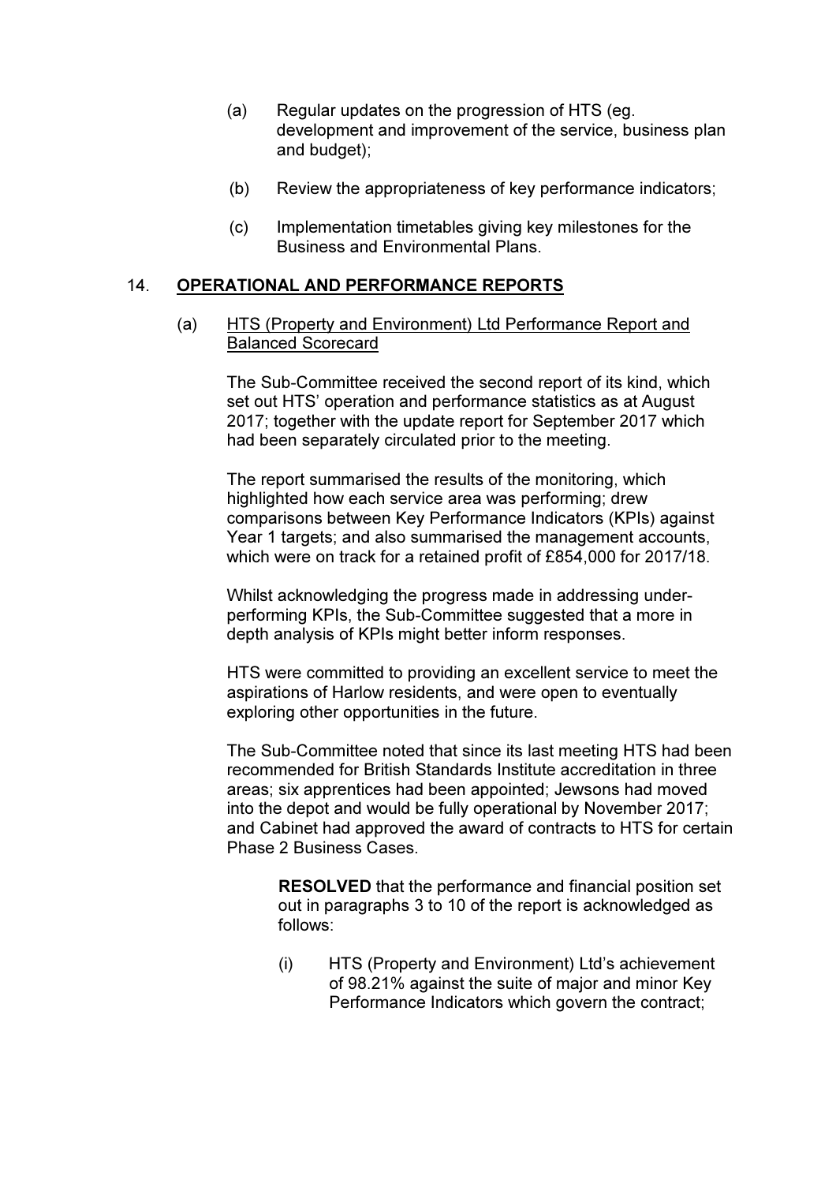(a) Regular updates on the progression of HTS (eg. development and improvement of the service, business plan and budget);

(b) Review the appropriateness of key performance indicators;

(c) Implementation timetables giving key milestones for the Business and Environmental Plans.

## 14. OPERATIONAL AND PERFORMANCE REPORTS

### (a) HTS (Property and Environment) Ltd Performance Report and Balanced Scorecard

The Sub-Committee received the second report of its kind, which set out HTS' operation and performance statistics as at August 2017; together with the update report for September 2017 which had been separately circulated prior to the meeting.

The report summarised the results of the monitoring, which highlighted how each service area was performing; drew comparisons between Key Performance Indicators (KPIs) against Year 1 targets; and also summarised the management accounts, which were on track for a retained profit of £854,000 for 2017/18.

Whilst acknowledging the progress made in addressing under-performing KPIs, the Sub-Committee suggested that a more in depth analysis of KPIs might better inform responses.

HTS were committed to providing an excellent service to meet the aspirations of Harlow residents, and were open to eventually exploring other opportunities in the future.

The Sub-Committee noted that since its last meeting HTS had been recommended for British Standards Institute accreditation in three areas; six apprentices had been appointed; Jewsons had moved into the depot and would be fully operational by November 2017; and Cabinet had approved the award of contracts to HTS for certain Phase 2 Business Cases.

> **RESOLVED** that the performance and financial position set out in paragraphs 3 to 10 of the report is acknowledged as follows:
>
> (i) HTS (Property and Environment) Ltd's achievement of 98.21% against the suite of major and minor Key Performance Indicators which govern the contract;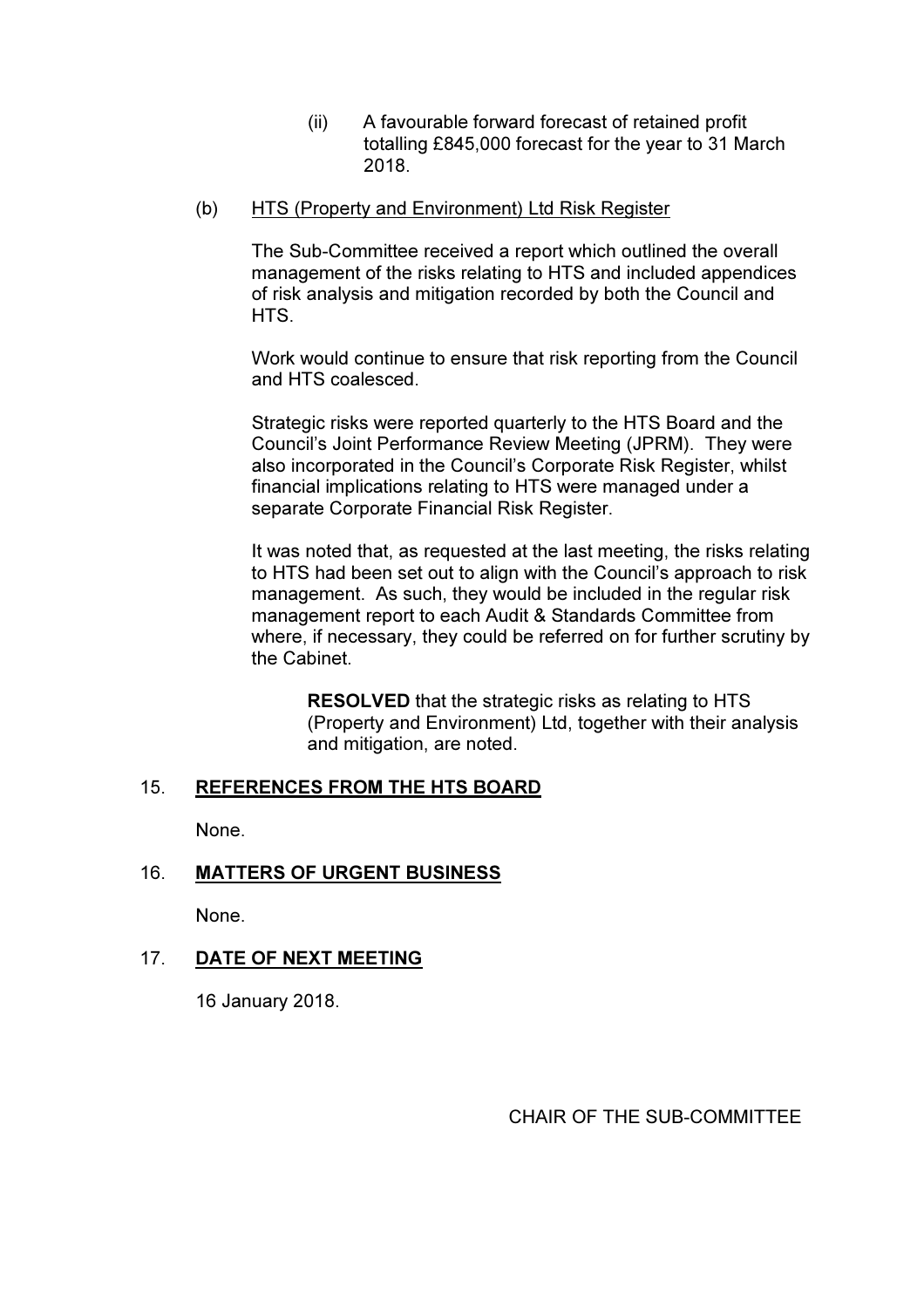(ii) A favourable forward forecast of retained profit totalling £845,000 forecast for the year to 31 March 2018.

(b) HTS (Property and Environment) Ltd Risk Register

The Sub-Committee received a report which outlined the overall management of the risks relating to HTS and included appendices of risk analysis and mitigation recorded by both the Council and HTS.

Work would continue to ensure that risk reporting from the Council and HTS coalesced.

Strategic risks were reported quarterly to the HTS Board and the Council's Joint Performance Review Meeting (JPRM). They were also incorporated in the Council's Corporate Risk Register, whilst financial implications relating to HTS were managed under a separate Corporate Financial Risk Register.

It was noted that, as requested at the last meeting, the risks relating to HTS had been set out to align with the Council's approach to risk management. As such, they would be included in the regular risk management report to each Audit & Standards Committee from where, if necessary, they could be referred on for further scrutiny by the Cabinet.

**RESOLVED** that the strategic risks as relating to HTS (Property and Environment) Ltd, together with their analysis and mitigation, are noted.

## 15. REFERENCES FROM THE HTS BOARD

None.

## 16. MATTERS OF URGENT BUSINESS

None.

## 17. DATE OF NEXT MEETING

16 January 2018.

CHAIR OF THE SUB-COMMITTEE